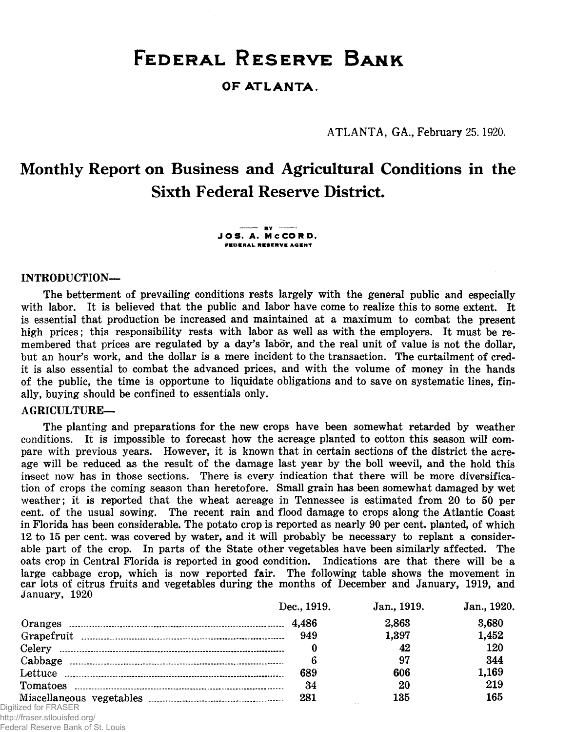# FEDERAL RESERVE BANK

## OF ATLANTA.

ATLANTA, GA., February 25, 1920.

# Monthly Report on Business and Agricultural Conditions in the Sixth Federal Reserve District.

BY
JOS. A. McCORD,
FEDERAL RESERVE AGENT

### INTRODUCTION—

The betterment of prevailing conditions rests largely with the general public and especially with labor. It is believed that the public and labor have come to realize this to some extent. It is essential that production be increased and maintained at a maximum to combat the present high prices; this responsibility rests with labor as well as with the employers. It must be remembered that prices are regulated by a day's labor, and the real unit of value is not the dollar, but an hour's work, and the dollar is a mere incident to the transaction. The curtailment of credit is also essential to combat the advanced prices, and with the volume of money in the hands of the public, the time is opportune to liquidate obligations and to save on systematic lines, finally, buying should be confined to essentials only.

### AGRICULTURE—

The planting and preparations for the new crops have been somewhat retarded by weather conditions. It is impossible to forecast how the acreage planted to cotton this season will compare with previous years. However, it is known that in certain sections of the district the acreage will be reduced as the result of the damage last year by the boll weevil, and the hold this insect now has in those sections. There is every indication that there will be more diversification of crops the coming season than heretofore. Small grain has been somewhat damaged by wet weather; it is reported that the wheat acreage in Tennessee is estimated from 20 to 50 per cent. of the usual sowing. The recent rain and flood damage to crops along the Atlantic Coast in Florida has been considerable. The potato crop is reported as nearly 90 per cent. planted, of which 12 to 15 per cent. was covered by water, and it will probably be necessary to replant a considerable part of the crop. In parts of the State other vegetables have been similarly affected. The oats crop in Central Florida is reported in good condition. Indications are that there will be a large cabbage crop, which is now reported fair. The following table shows the movement in car lots of citrus fruits and vegetables during the months of December and January, 1919, and January, 1920

| | Dec., 1919. | Jan., 1919. | Jan., 1920. |
|---|---|---|---|
| Oranges | 4,486 | 2,863 | 3,680 |
| Grapefruit | 949 | 1,397 | 1,452 |
| Celery | 0 | 42 | 120 |
| Cabbage | 6 | 97 | 344 |
| Lettuce | 689 | 606 | 1,169 |
| Tomatoes | 34 | 20 | 219 |
| Miscellaneous vegetables | 281 | 135 | 165 |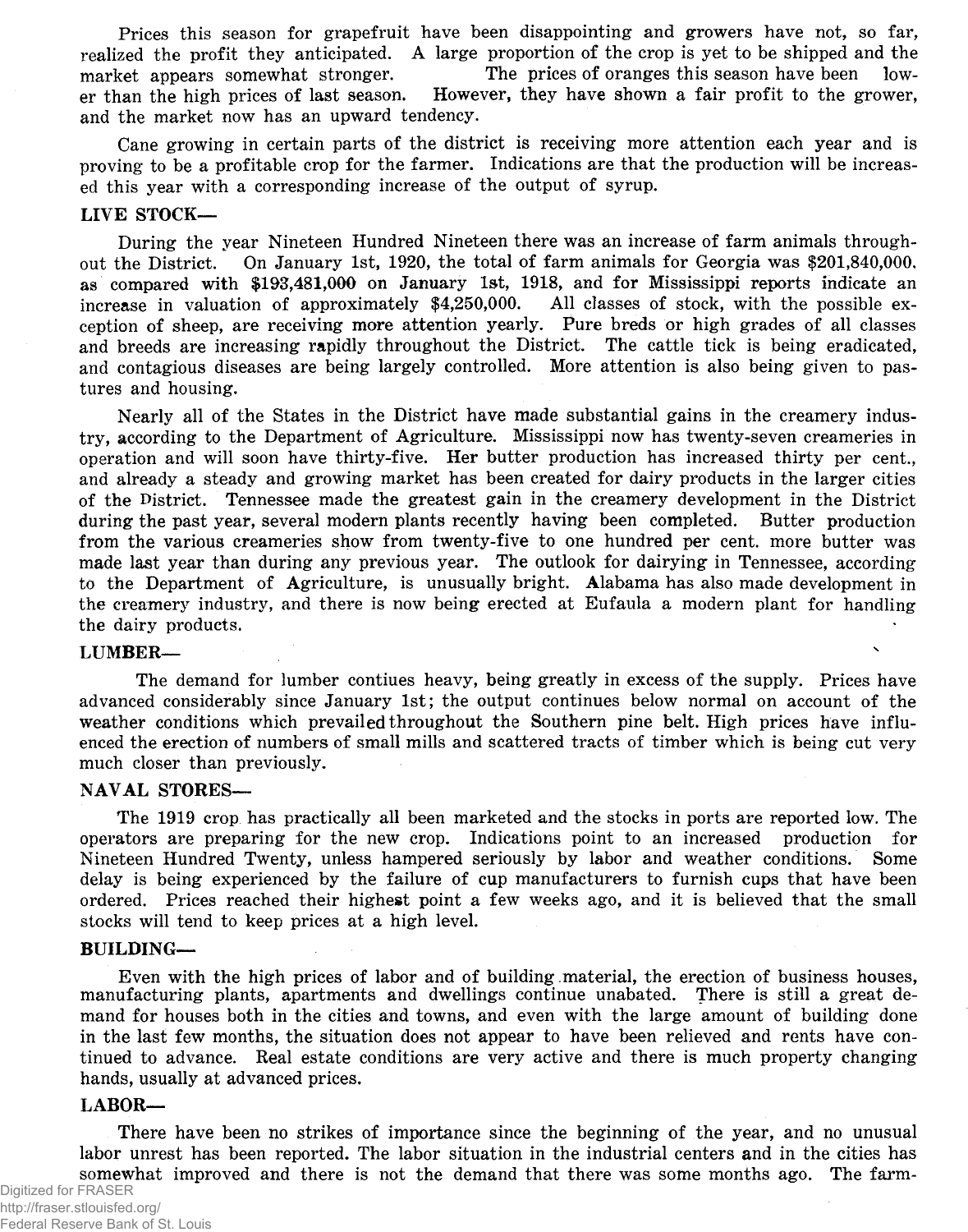Prices this season for grapefruit have been disappointing and growers have not, so far, realized the profit they anticipated. A large proportion of the crop is yet to be shipped and the market appears somewhat stronger. The prices of oranges this season have been lower than the high prices of last season. However, they have shown a fair profit to the grower, and the market now has an upward tendency.

Cane growing in certain parts of the district is receiving more attention each year and is proving to be a profitable crop for the farmer. Indications are that the production will be increased this year with a corresponding increase of the output of syrup.

**LIVE STOCK—**

During the year Nineteen Hundred Nineteen there was an increase of farm animals throughout the District. On January 1st, 1920, the total of farm animals for Georgia was $201,840,000, as compared with $193,481,000 on January 1st, 1918, and for Mississippi reports indicate an increase in valuation of approximately $4,250,000. All classes of stock, with the possible exception of sheep, are receiving more attention yearly. Pure breds or high grades of all classes and breeds are increasing rapidly throughout the District. The cattle tick is being eradicated, and contagious diseases are being largely controlled. More attention is also being given to pastures and housing.

Nearly all of the States in the District have made substantial gains in the creamery industry, according to the Department of Agriculture. Mississippi now has twenty-seven creameries in operation and will soon have thirty-five. Her butter production has increased thirty per cent., and already a steady and growing market has been created for dairy products in the larger cities of the District. Tennessee made the greatest gain in the creamery development in the District during the past year, several modern plants recently having been completed. Butter production from the various creameries show from twenty-five to one hundred per cent. more butter was made last year than during any previous year. The outlook for dairying in Tennessee, according to the Department of Agriculture, is unusually bright. Alabama has also made development in the creamery industry, and there is now being erected at Eufaula a modern plant for handling the dairy products.

**LUMBER—**

The demand for lumber contiues heavy, being greatly in excess of the supply. Prices have advanced considerably since January 1st; the output continues below normal on account of the weather conditions which prevailed throughout the Southern pine belt. High prices have influenced the erection of numbers of small mills and scattered tracts of timber which is being cut very much closer than previously.

**NAVAL STORES—**

The 1919 crop has practically all been marketed and the stocks in ports are reported low. The operators are preparing for the new crop. Indications point to an increased production for Nineteen Hundred Twenty, unless hampered seriously by labor and weather conditions. Some delay is being experienced by the failure of cup manufacturers to furnish cups that have been ordered. Prices reached their highest point a few weeks ago, and it is believed that the small stocks will tend to keep prices at a high level.

**BUILDING—**

Even with the high prices of labor and of building material, the erection of business houses, manufacturing plants, apartments and dwellings continue unabated. There is still a great demand for houses both in the cities and towns, and even with the large amount of building done in the last few months, the situation does not appear to have been relieved and rents have continued to advance. Real estate conditions are very active and there is much property changing hands, usually at advanced prices.

**LABOR—**

There have been no strikes of importance since the beginning of the year, and no unusual labor unrest has been reported. The labor situation in the industrial centers and in the cities has somewhat improved and there is not the demand that there was some months ago. The farm-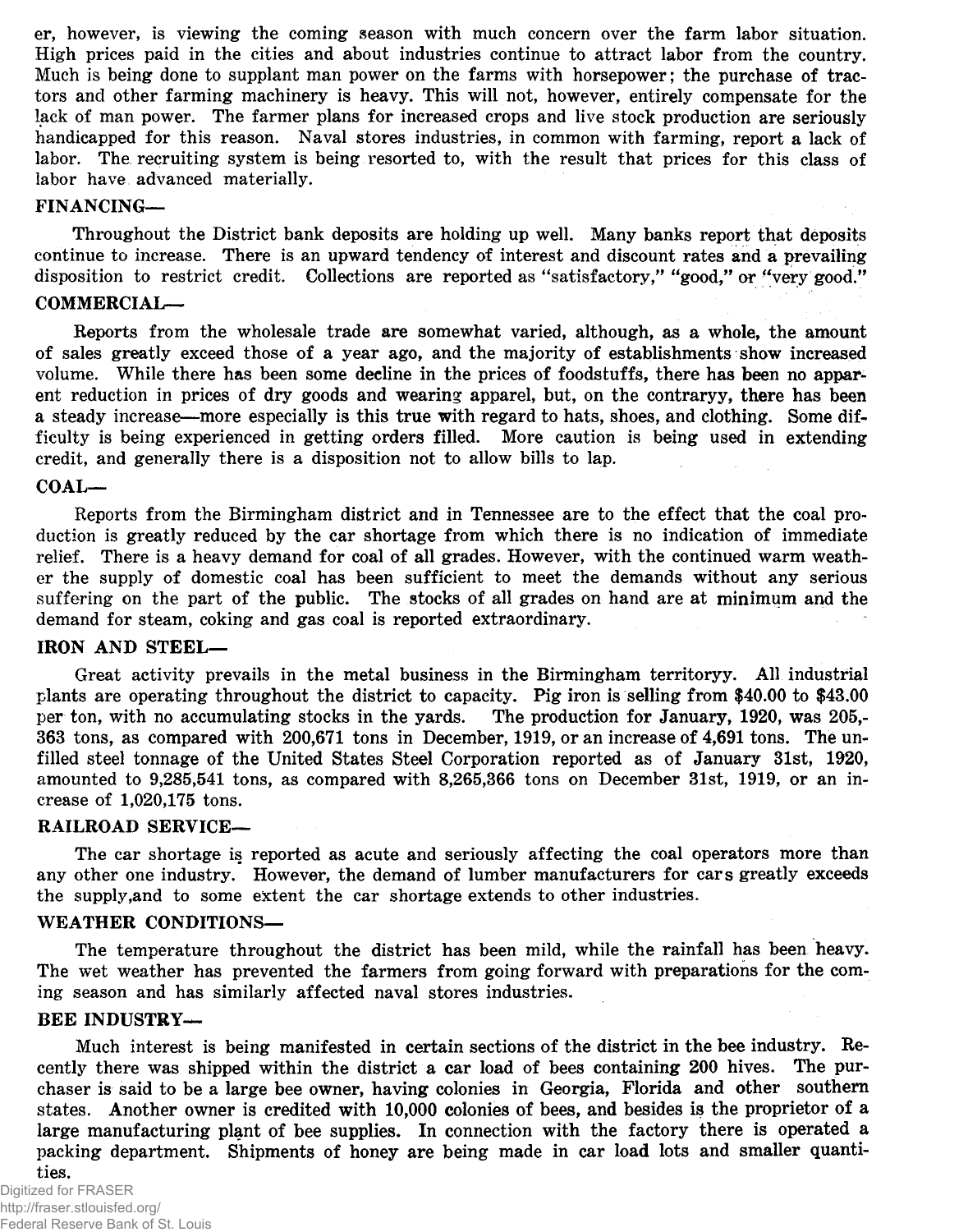er, however, is viewing the coming season with much concern over the farm labor situation. High prices paid in the cities and about industries continue to attract labor from the country. Much is being done to supplant man power on the farms with horsepower; the purchase of tractors and other farming machinery is heavy. This will not, however, entirely compensate for the lack of man power. The farmer plans for increased crops and live stock production are seriously handicapped for this reason. Naval stores industries, in common with farming, report a lack of labor. The recruiting system is being resorted to, with the result that prices for this class of labor have advanced materially.

**FINANCING—**

Throughout the District bank deposits are holding up well. Many banks report that deposits continue to increase. There is an upward tendency of interest and discount rates and a prevailing disposition to restrict credit. Collections are reported as "satisfactory," "good," or "very good."

**COMMERCIAL—**

Reports from the wholesale trade are somewhat varied, although, as a whole, the amount of sales greatly exceed those of a year ago, and the majority of establishments show increased volume. While there has been some decline in the prices of foodstuffs, there has been no apparent reduction in prices of dry goods and wearing apparel, but, on the contraryy, there has been a steady increase—more especially is this true with regard to hats, shoes, and clothing. Some difficulty is being experienced in getting orders filled. More caution is being used in extending credit, and generally there is a disposition not to allow bills to lap.

**COAL—**

Reports from the Birmingham district and in Tennessee are to the effect that the coal production is greatly reduced by the car shortage from which there is no indication of immediate relief. There is a heavy demand for coal of all grades. However, with the continued warm weather the supply of domestic coal has been sufficient to meet the demands without any serious suffering on the part of the public. The stocks of all grades on hand are at minimum and the demand for steam, coking and gas coal is reported extraordinary.

**IRON AND STEEL—**

Great activity prevails in the metal business in the Birmingham territoryy. All industrial plants are operating throughout the district to capacity. Pig iron is selling from $40.00 to $43.00 per ton, with no accumulating stocks in the yards. The production for January, 1920, was 205,363 tons, as compared with 200,671 tons in December, 1919, or an increase of 4,691 tons. The unfilled steel tonnage of the United States Steel Corporation reported as of January 31st, 1920, amounted to 9,285,541 tons, as compared with 8,265,366 tons on December 31st, 1919, or an increase of 1,020,175 tons.

**RAILROAD SERVICE—**

The car shortage is reported as acute and seriously affecting the coal operators more than any other one industry. However, the demand of lumber manufacturers for cars greatly exceeds the supply,and to some extent the car shortage extends to other industries.

**WEATHER CONDITIONS—**

The temperature throughout the district has been mild, while the rainfall has been heavy. The wet weather has prevented the farmers from going forward with preparations for the coming season and has similarly affected naval stores industries.

**BEE INDUSTRY—**

Much interest is being manifested in certain sections of the district in the bee industry. Recently there was shipped within the district a car load of bees containing 200 hives. The purchaser is said to be a large bee owner, having colonies in Georgia, Florida and other southern states. Another owner is credited with 10,000 colonies of bees, and besides is the proprietor of a large manufacturing plant of bee supplies. In connection with the factory there is operated a packing department. Shipments of honey are being made in car load lots and smaller quantities.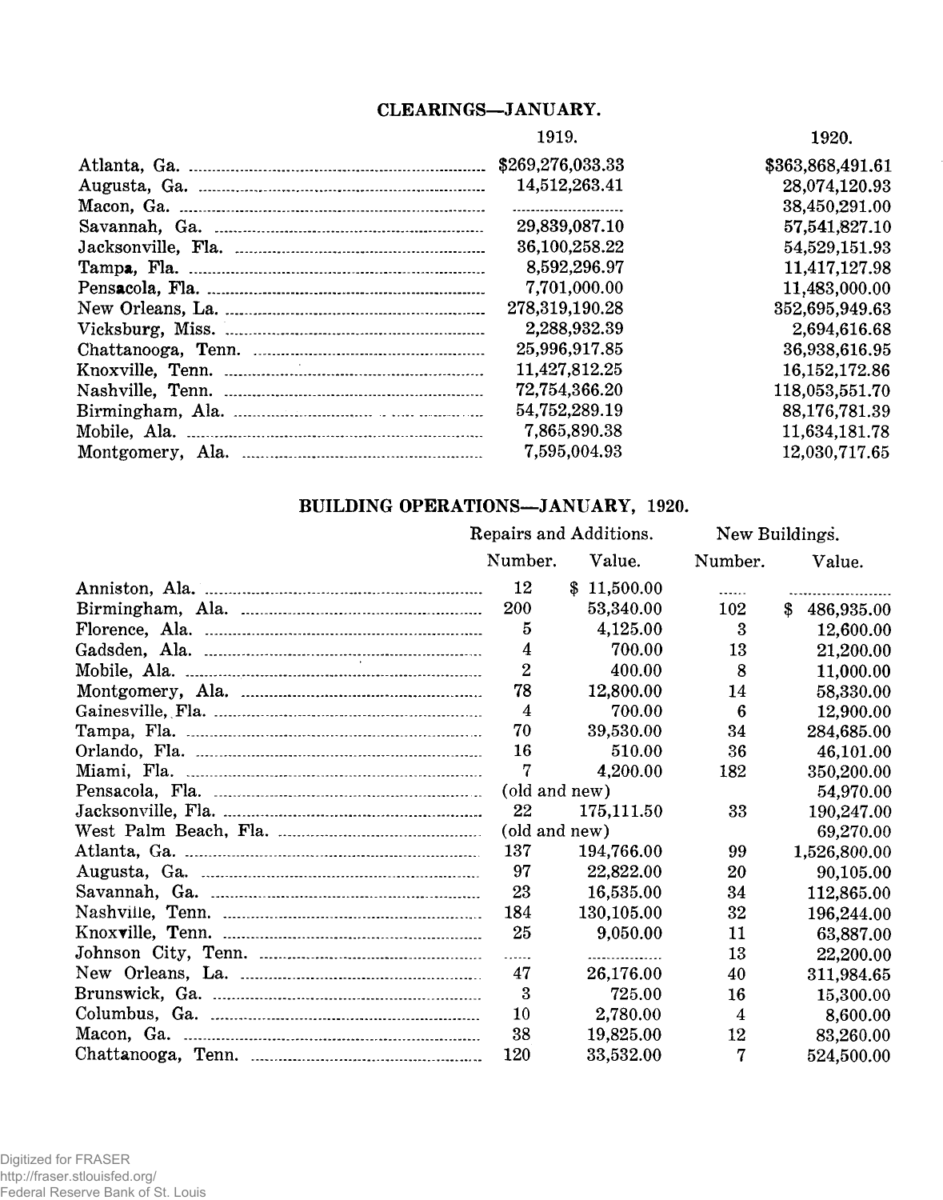## CLEARINGS—JANUARY.

| | 1919. | 1920. |
|---|---|---|
| Atlanta, Ga. | $269,276,033.33 | $363,868,491.61 |
| Augusta, Ga. | 14,512,263.41 | 28,074,120.93 |
| Macon, Ga. | ........................ | 38,450,291.00 |
| Savannah, Ga. | 29,839,087.10 | 57,541,827.10 |
| Jacksonville, Fla. | 36,100,258.22 | 54,529,151.93 |
| Tampa, Fla. | 8,592,296.97 | 11,417,127.98 |
| Pensacola, Fla. | 7,701,000.00 | 11,483,000.00 |
| New Orleans, La. | 278,319,190.28 | 352,695,949.63 |
| Vicksburg, Miss. | 2,288,932.39 | 2,694,616.68 |
| Chattanooga, Tenn. | 25,996,917.85 | 36,938,616.95 |
| Knoxville, Tenn. | 11,427,812.25 | 16,152,172.86 |
| Nashville, Tenn. | 72,754,366.20 | 118,053,551.70 |
| Birmingham, Ala. | 54,752,289.19 | 88,176,781.39 |
| Mobile, Ala. | 7,865,890.38 | 11,634,181.78 |
| Montgomery, Ala. | 7,595,004.93 | 12,030,717.65 |

## BUILDING OPERATIONS—JANUARY, 1920.

| | Repairs and Additions. | | New Buildings. | |
|---|---|---|---|---|
| | Number. | Value. | Number. | Value. |
| Anniston, Ala. | 12 | $ 11,500.00 | ...... | ...................... |
| Birmingham, Ala. | 200 | 53,340.00 | 102 | $ 486,935.00 |
| Florence, Ala. | 5 | 4,125.00 | 3 | 12,600.00 |
| Gadsden, Ala. | 4 | 700.00 | 13 | 21,200.00 |
| Mobile, Ala. | 2 | 400.00 | 8 | 11,000.00 |
| Montgomery, Ala. | 78 | 12,800.00 | 14 | 58,330.00 |
| Gainesville, Fla. | 4 | 700.00 | 6 | 12,900.00 |
| Tampa, Fla. | 70 | 39,530.00 | 34 | 284,685.00 |
| Orlando, Fla. | 16 | 510.00 | 36 | 46,101.00 |
| Miami, Fla. | 7 | 4,200.00 | 182 | 350,200.00 |
| Pensacola, Fla. | (old and new) | | | 54,970.00 |
| Jacksonville, Fla. | 22 | 175,111.50 | 33 | 190,247.00 |
| West Palm Beach, Fla. | (old and new) | | | 69,270.00 |
| Atlanta, Ga. | 137 | 194,766.00 | 99 | 1,526,800.00 |
| Augusta, Ga. | 97 | 22,822.00 | 20 | 90,105.00 |
| Savannah, Ga. | 23 | 16,535.00 | 34 | 112,865.00 |
| Nashville, Tenn. | 184 | 130,105.00 | 32 | 196,244.00 |
| Knoxville, Tenn. | 25 | 9,050.00 | 11 | 63,887.00 |
| Johnson City, Tenn. | ...... | ................ | 13 | 22,200.00 |
| New Orleans, La. | 47 | 26,176.00 | 40 | 311,984.65 |
| Brunswick, Ga. | 3 | 725.00 | 16 | 15,300.00 |
| Columbus, Ga. | 10 | 2,780.00 | 4 | 8,600.00 |
| Macon, Ga. | 38 | 19,825.00 | 12 | 83,260.00 |
| Chattanooga, Tenn. | 120 | 33,532.00 | 7 | 524,500.00 |